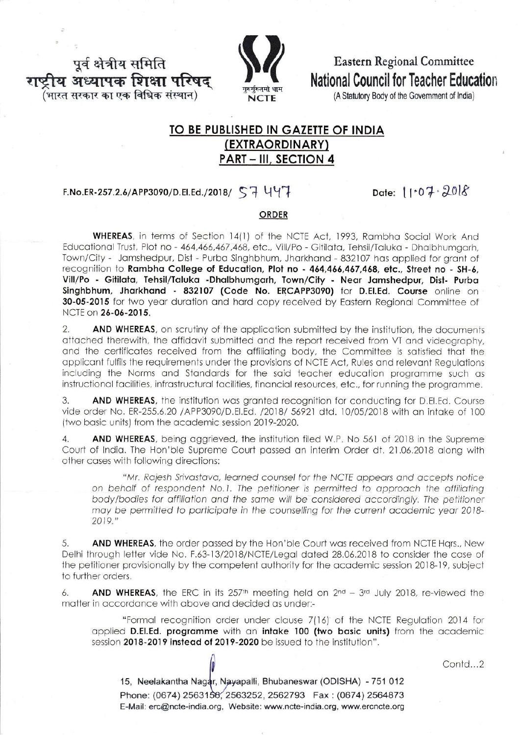पूर्व क्षेत्रीय समिति
राष्ट्रीय अध्यापक शिक्षा परिषद्
(भारत सरकार का एक विधिक संस्थान)

Eastern Regional Committee
National Council for Teacher Education
(A Statutory Body of the Government of India)

## TO BE PUBLISHED IN GAZETTE OF INDIA (EXTRAORDINARY) PART – III, SECTION 4

F.No.ER-257.2.6/APP3090/D.El.Ed./2018/ 57447

Date: 11.07.2018

### ORDER

**WHEREAS**, in terms of Section 14(1) of the NCTE Act, 1993, Rambha Social Work And Educational Trust, Plot no - 464,466,467,468, etc., Vill/Po - Gitilata, Tehsil/Taluka - Dhalbhumgarh, Town/City - Jamshedpur, Dist - Purba Singhbhum, Jharkhand - 832107 has applied for grant of recognition to **Rambha College of Education, Plot no - 464,466,467,468, etc., Street no - SH-6, Vill/Po - Gitilata, Tehsil/Taluka -Dhalbhumgarh, Town/City - Near Jamshedpur, Dist- Purba Singhbhum, Jharkhand - 832107 (Code No. ERCAPP3090)** for **D.El.Ed. Course** online on **30-05-2015** for two year duration and hard copy received by Eastern Regional Committee of NCTE on **26-06-2015.**

2. **AND WHEREAS**, on scrutiny of the application submitted by the institution, the documents attached therewith, the affidavit submitted and the report received from VT and videography, and the certificates received from the affiliating body, the Committee is satisfied that the applicant fulfils the requirements under the provisions of NCTE Act, Rules and relevant Regulations including the Norms and Standards for the said teacher education programme such as instructional facilities, infrastructural facilities, financial resources, etc., for running the programme.

3. **AND WHEREAS**, the institution was granted recognition for conducting for D.El.Ed. Course vide order No. ER-255.6.20 /APP3090/D.El.Ed. /2018/ 56921 dtd. 10/05/2018 with an intake of 100 (two basic units) from the academic session 2019-2020.

4. **AND WHEREAS**, being aggrieved, the institution filed W.P. No 561 of 2018 in the Supreme Court of India. The Hon'ble Supreme Court passed an interim Order dt. 21.06.2018 along with other cases with following directions:

> *"Mr. Rajesh Srivastava, learned counsel for the NCTE appears and accepts notice on behalf of respondent No.1. The petitioner is permitted to approach the affiliating body/bodies for affiliation and the same will be considered accordingly. The petitioner may be permitted to participate in the counselling for the current academic year 2018-2019."*

5. **AND WHEREAS**, the order passed by the Hon'ble Court was received from NCTE Hqrs., New Delhi through letter vide No. F.63-13/2018/NCTE/Legal dated 28.06.2018 to consider the case of the petitioner provisionally by the competent authority for the academic session 2018-19, subject to further orders.

6. **AND WHEREAS**, the ERC in its 257th meeting held on 2nd – 3rd July 2018, re-viewed the matter in accordance with above and decided as under:-

> "Formal recognition order under clause 7(16) of the NCTE Regulation 2014 for applied **D.El.Ed. programme** with an **intake 100 (two basic units)** from the academic session **2018-2019 instead of 2019-2020** be issued to the institution".

Contd...2

15, Neelakantha Nagar, Nayapalli, Bhubaneswar (ODISHA) - 751 012
Phone: (0674) 2563156, 2563252, 2562793 Fax : (0674) 2564873
E-Mail: erc@ncte-india.org, Website: www.ncte-india.org, www.ercncte.org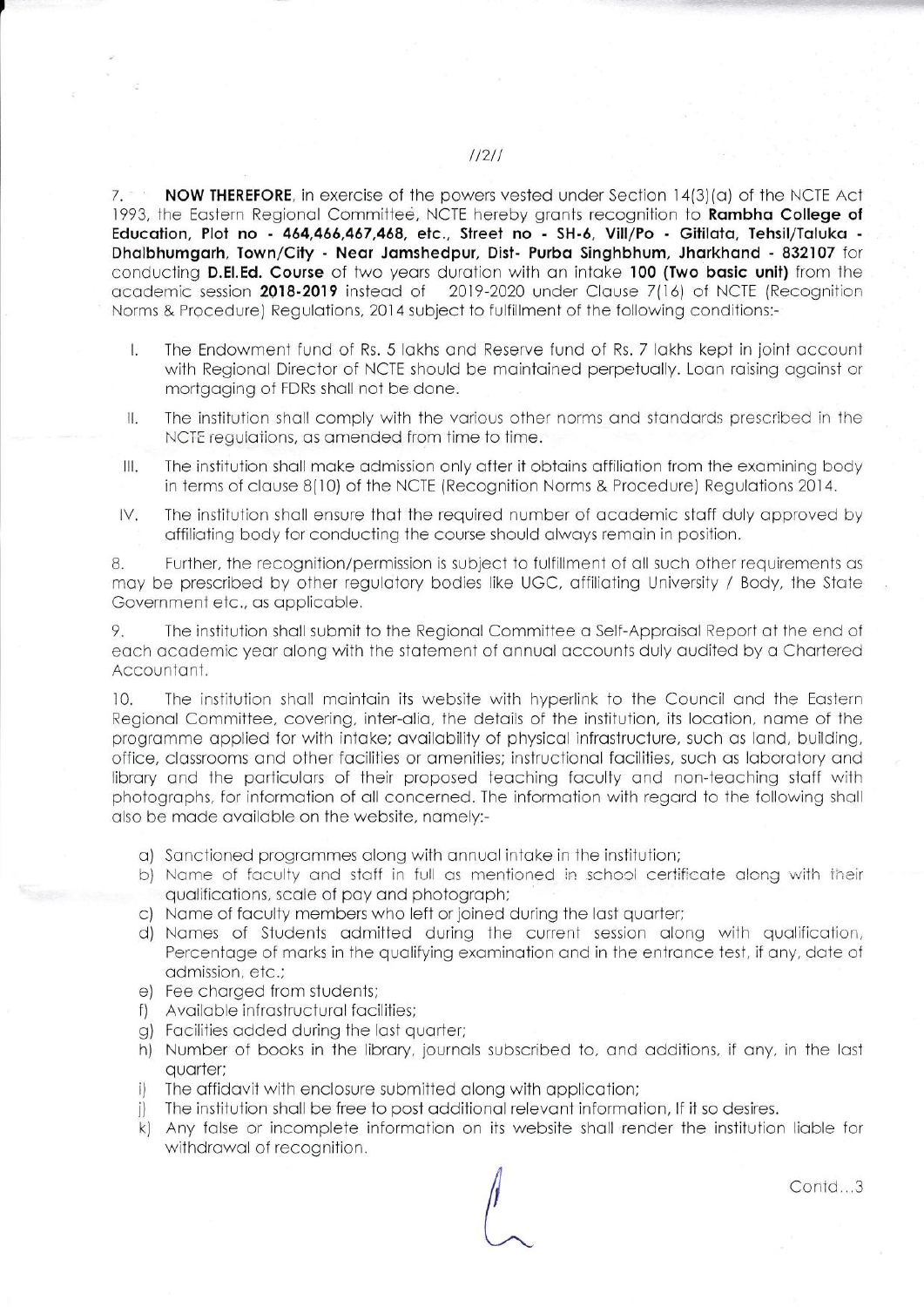7. **NOW THEREFORE**, in exercise of the powers vested under Section 14(3)(a) of the NCTE Act 1993, the Eastern Regional Committee, NCTE hereby grants recognition to **Rambha College of Education, Plot no - 464,466,467,468, etc., Street no - SH-6, Vill/Po - Gitilata, Tehsil/Taluka - Dhalbhumgarh, Town/City - Near Jamshedpur, Dist- Purba Singhbhum, Jharkhand - 832107** for conducting **D.El.Ed. Course** of two years duration with an intake **100 (Two basic unit)** from the academic session **2018-2019** instead of 2019-2020 under Clause 7(16) of NCTE (Recognition Norms & Procedure) Regulations, 2014 subject to fulfillment of the following conditions:-

I. The Endowment fund of Rs. 5 lakhs and Reserve fund of Rs. 7 lakhs kept in joint account with Regional Director of NCTE should be maintained perpetually. Loan raising against or mortgaging of FDRs shall not be done.

II. The institution shall comply with the various other norms and standards prescribed in the NCTE regulations, as amended from time to time.

III. The institution shall make admission only after it obtains affiliation from the examining body in terms of clause 8(10) of the NCTE (Recognition Norms & Procedure) Regulations 2014.

IV. The institution shall ensure that the required number of academic staff duly approved by affiliating body for conducting the course should always remain in position.

8. Further, the recognition/permission is subject to fulfillment of all such other requirements as may be prescribed by other regulatory bodies like UGC, affiliating University / Body, the State Government etc., as applicable.

9. The institution shall submit to the Regional Committee a Self-Appraisal Report at the end of each academic year along with the statement of annual accounts duly audited by a Chartered Accountant.

10. The institution shall maintain its website with hyperlink to the Council and the Eastern Regional Committee, covering, inter-alia, the details of the institution, its location, name of the programme applied for with intake; availability of physical infrastructure, such as land, building, office, classrooms and other facilities or amenities; instructional facilities, such as laboratory and library and the particulars of their proposed teaching faculty and non-teaching staff with photographs, for information of all concerned. The information with regard to the following shall also be made available on the website, namely:-

a) Sanctioned programmes along with annual intake in the institution;
b) Name of faculty and staff in full as mentioned in school certificate along with their qualifications, scale of pay and photograph;
c) Name of faculty members who left or joined during the last quarter;
d) Names of Students admitted during the current session along with qualification, Percentage of marks in the qualifying examination and in the entrance test, if any, date of admission, etc.;
e) Fee charged from students;
f) Available infrastructural facilities;
g) Facilities added during the last quarter;
h) Number of books in the library, journals subscribed to, and additions, if any, in the last quarter;
i) The affidavit with enclosure submitted along with application;
j) The institution shall be free to post additional relevant information, If it so desires.
k) Any false or incomplete information on its website shall render the institution liable for withdrawal of recognition.

Contd...3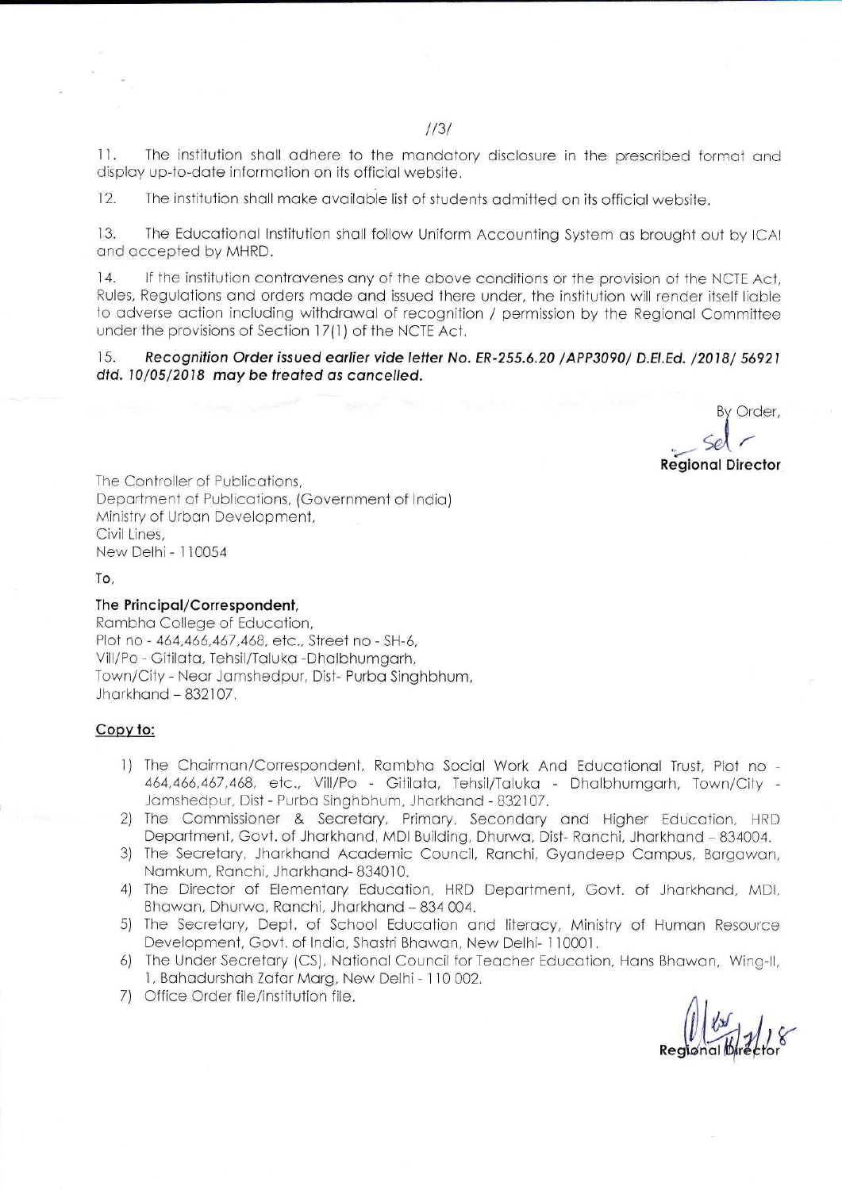11. The institution shall adhere to the mandatory disclosure in the prescribed format and display up-to-date information on its official website.

12. The institution shall make available list of students admitted on its official website.

13. The Educational Institution shall follow Uniform Accounting System as brought out by ICAI and accepted by MHRD.

14. If the institution contravenes any of the above conditions or the provision of the NCTE Act, Rules, Regulations and orders made and issued there under, the institution will render itself liable to adverse action including withdrawal of recognition / permission by the Regional Committee under the provisions of Section 17(1) of the NCTE Act.

15. ***Recognition Order issued earlier vide letter No. ER-255.6.20 /APP3090/ D.El.Ed. /2018/ 56921 dtd. 10/05/2018 may be treated as cancelled.***

By Order,

Sd/-

**Regional Director**

The Controller of Publications,
Department of Publications, (Government of India)
Ministry of Urban Development,
Civil Lines,
New Delhi - 110054

To,

**The Principal/Correspondent,**
Rambha College of Education,
Plot no - 464,466,467,468, etc., Street no - SH-6,
Vill/Po - Gitilata, Tehsil/Taluka -Dhalbhumgarh,
Town/City - Near Jamshedpur, Dist- Purba Singhbhum,
Jharkhand – 832107.

**Copy to:**

1) The Chairman/Correspondent, Rambha Social Work And Educational Trust, Plot no - 464,466,467,468, etc., Vill/Po - Gitilata, Tehsil/Taluka - Dhalbhumgarh, Town/City - Jamshedpur, Dist - Purba Singhbhum, Jharkhand - 832107.
2) The Commissioner & Secretary, Primary, Secondary and Higher Education, HRD Department, Govt. of Jharkhand, MDI Building, Dhurwa, Dist- Ranchi, Jharkhand – 834004.
3) The Secretary, Jharkhand Academic Council, Ranchi, Gyandeep Campus, Bargawan, Namkum, Ranchi, Jharkhand- 834010.
4) The Director of Elementary Education, HRD Department, Govt. of Jharkhand, MDI, Bhawan, Dhurwa, Ranchi, Jharkhand – 834 004.
5) The Secretary, Dept. of School Education and literacy, Ministry of Human Resource Development, Govt. of India, Shastri Bhawan, New Delhi- 110001.
6) The Under Secretary (CS), National Council for Teacher Education, Hans Bhawan, Wing-II, 1, Bahadurshah Zafar Marg, New Delhi - 110 002.
7) Office Order file/institution file.

Regional Director